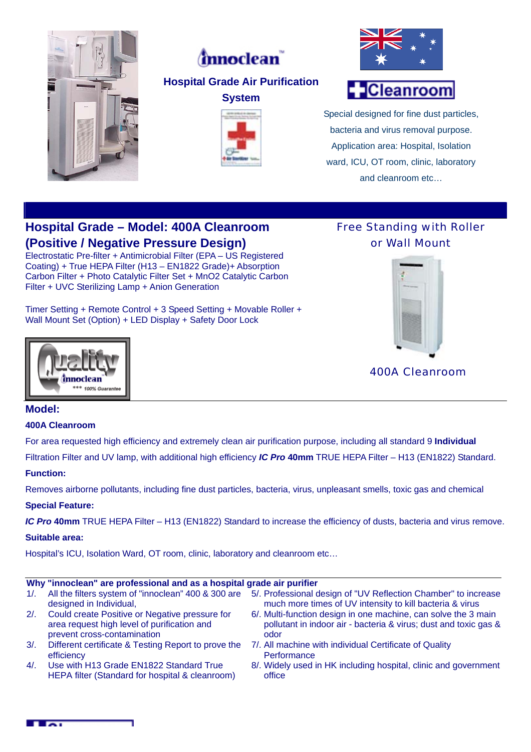innoclean™

**Hospital Grade Air Purification System**

Cleanroom

Special designed for fine dust particles, bacteria and virus removal purpose. Application area: Hospital, Isolation ward, ICU, OT room, clinic, laboratory and cleanroom etc…

## Hospital Grade – Model: 400A Cleanroom (Positive / Negative Pressure Design)

Electrostatic Pre-filter + Antimicrobial Filter (EPA – US Registered Coating) + True HEPA Filter (H13 – EN1822 Grade)+ Absorption Carbon Filter + Photo Catalytic Filter Set + MnO2 Catalytic Carbon Filter + UVC Sterilizing Lamp + Anion Generation

Timer Setting + Remote Control + 3 Speed Setting + Movable Roller + Wall Mount Set (Option) + LED Display + Safety Door Lock

Free Standing with Roller or Wall Mount

400A Cleanroom

## Model:

**400A Cleanroom**

For area requested high efficiency and extremely clean air purification purpose, including all standard 9 **Individual** Filtration Filter and UV lamp, with additional high efficiency ***IC Pro*** **40mm** TRUE HEPA Filter – H13 (EN1822) Standard.

**Function:**

Removes airborne pollutants, including fine dust particles, bacteria, virus, unpleasant smells, toxic gas and chemical

**Special Feature:**

***IC Pro*** **40mm** TRUE HEPA Filter – H13 (EN1822) Standard to increase the efficiency of dusts, bacteria and virus remove.

**Suitable area:**

Hospital's ICU, Isolation Ward, OT room, clinic, laboratory and cleanroom etc…

**Why "innoclean" are professional and as a hospital grade air purifier**

1/. All the filters system of "innoclean" 400 & 300 are designed in Individual,

2/. Could create Positive or Negative pressure for area request high level of purification and prevent cross-contamination

3/. Different certificate & Testing Report to prove the efficiency

4/. Use with H13 Grade EN1822 Standard True HEPA filter (Standard for hospital & cleanroom)

5/. Professional design of "UV Reflection Chamber" to increase much more times of UV intensity to kill bacteria & virus

6/. Multi-function design in one machine, can solve the 3 main pollutant in indoor air - bacteria & virus; dust and toxic gas & odor

7/. All machine with individual Certificate of Quality Performance

8/. Widely used in HK including hospital, clinic and government office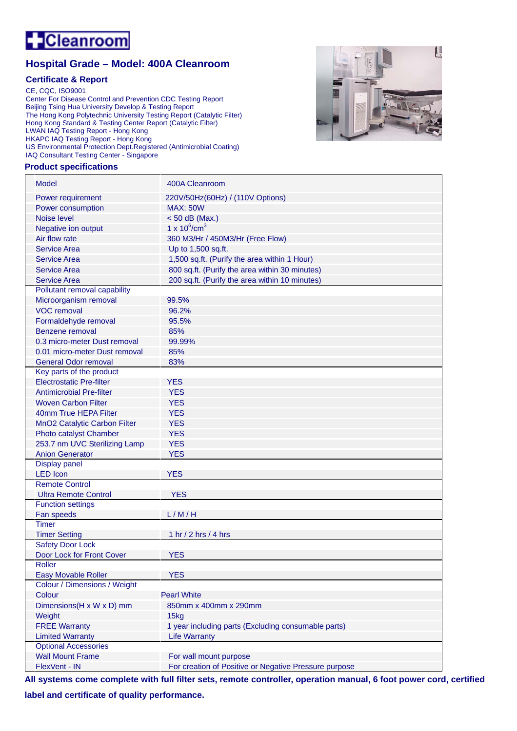# Cleanroom

## Hospital Grade – Model: 400A Cleanroom

### Certificate & Report

CE, CQC, ISO9001
Center For Disease Control and Prevention CDC Testing Report
Beijing Tsing Hua University Develop & Testing Report
The Hong Kong Polytechnic University Testing Report (Catalytic Filter)
Hong Kong Standard & Testing Center Report (Catalytic Filter)
LWAN IAQ Testing Report - Hong Kong
HKAPC IAQ Testing Report - Hong Kong
US Environmental Protection Dept.Registered (Antimicrobial Coating)
IAQ Consultant Testing Center - Singapore

### Product specifications

| | |
|---|---|
| Model | 400A Cleanroom |
| Power requirement | 220V/50Hz(60Hz) / (110V Options) |
| Power consumption | MAX: 50W |
| Noise level | < 50 dB (Max.) |
| Negative ion output | 1 x $10^6$/$cm^3$ |
| Air flow rate | 360 M3/Hr / 450M3/Hr (Free Flow) |
| Service Area | Up to 1,500 sq.ft. |
| Service Area | 1,500 sq.ft. (Purify the area within 1 Hour) |
| Service Area | 800 sq.ft. (Purify the area within 30 minutes) |
| Service Area | 200 sq.ft. (Purify the area within 10 minutes) |
| Pollutant removal capability | |
| Microorganism removal | 99.5% |
| VOC removal | 96.2% |
| Formaldehyde removal | 95.5% |
| Benzene removal | 85% |
| 0.3 micro-meter Dust removal | 99.99% |
| 0.01 micro-meter Dust removal | 85% |
| General Odor removal | 83% |
| Key parts of the product | |
| Electrostatic Pre-filter | YES |
| Antimicrobial Pre-filter | YES |
| Woven Carbon Filter | YES |
| 40mm True HEPA Filter | YES |
| MnO2 Catalytic Carbon Filter | YES |
| Photo catalyst Chamber | YES |
| 253.7 nm UVC Sterilizing Lamp | YES |
| Anion Generator | YES |
| Display panel | |
| LED Icon | YES |
| Remote Control | |
| Ultra Remote Control | YES |
| Function settings | |
| Fan speeds | L / M / H |
| Timer | |
| Timer Setting | 1 hr / 2 hrs / 4 hrs |
| Safety Door Lock | |
| Door Lock for Front Cover | YES |
| Roller | |
| Easy Movable Roller | YES |
| Colour / Dimensions / Weight | |
| Colour | Pearl White |
| Dimensions(H x W x D) mm | 850mm x 400mm x 290mm |
| Weight | 15kg |
| FREE Warranty | 1 year including parts (Excluding consumable parts) |
| Limited Warranty | Life Warranty |
| Optional Accessories | |
| Wall Mount Frame | For wall mount purpose |
| FlexVent - IN | For creation of Positive or Negative Pressure purpose |

**All systems come complete with full filter sets, remote controller, operation manual, 6 foot power cord, certified label and certificate of quality performance.**